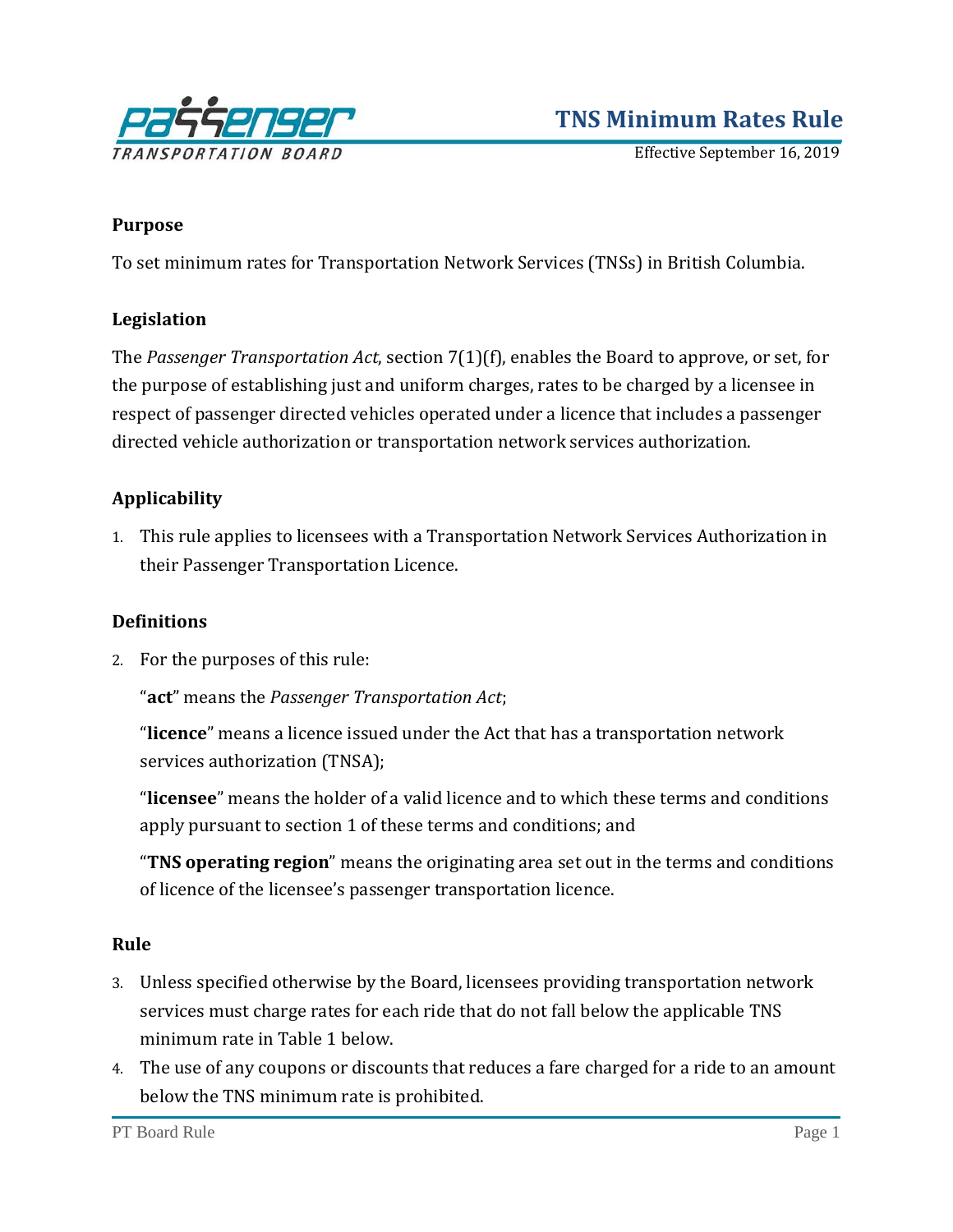# TNS Minimum Rates Rule

Effective September 16, 2019

## Purpose

To set minimum rates for Transportation Network Services (TNSs) in British Columbia.

## Legislation

The *Passenger Transportation Act*, section 7(1)(f), enables the Board to approve, or set, for the purpose of establishing just and uniform charges, rates to be charged by a licensee in respect of passenger directed vehicles operated under a licence that includes a passenger directed vehicle authorization or transportation network services authorization.

## Applicability

1. This rule applies to licensees with a Transportation Network Services Authorization in their Passenger Transportation Licence.

## Definitions

2. For the purposes of this rule:

   "**act**" means the *Passenger Transportation Act*;

   "**licence**" means a licence issued under the Act that has a transportation network services authorization (TNSA);

   "**licensee**" means the holder of a valid licence and to which these terms and conditions apply pursuant to section 1 of these terms and conditions; and

   "**TNS operating region**" means the originating area set out in the terms and conditions of licence of the licensee's passenger transportation licence.

## Rule

3. Unless specified otherwise by the Board, licensees providing transportation network services must charge rates for each ride that do not fall below the applicable TNS minimum rate in Table 1 below.
4. The use of any coupons or discounts that reduces a fare charged for a ride to an amount below the TNS minimum rate is prohibited.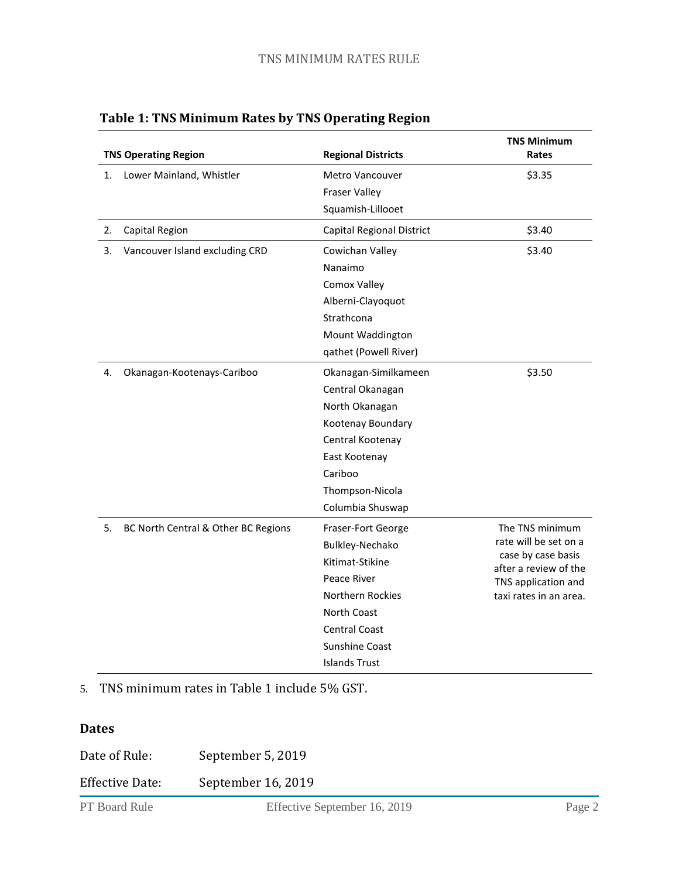### Table 1: TNS Minimum Rates by TNS Operating Region

| TNS Operating Region | Regional Districts | TNS Minimum Rates |
|---|---|---|
| 1. Lower Mainland, Whistler | Metro Vancouver<br>Fraser Valley<br>Squamish-Lillooet | $3.35 |
| 2. Capital Region | Capital Regional District | $3.40 |
| 3. Vancouver Island excluding CRD | Cowichan Valley<br>Nanaimo<br>Comox Valley<br>Alberni-Clayoquot<br>Strathcona<br>Mount Waddington<br>qathet (Powell River) | $3.40 |
| 4. Okanagan-Kootenays-Cariboo | Okanagan-Similkameen<br>Central Okanagan<br>North Okanagan<br>Kootenay Boundary<br>Central Kootenay<br>East Kootenay<br>Cariboo<br>Thompson-Nicola<br>Columbia Shuswap | $3.50 |
| 5. BC North Central & Other BC Regions | Fraser-Fort George<br>Bulkley-Nechako<br>Kitimat-Stikine<br>Peace River<br>Northern Rockies<br>North Coast<br>Central Coast<br>Sunshine Coast<br>Islands Trust | The TNS minimum rate will be set on a case by case basis after a review of the TNS application and taxi rates in an area. |

5. TNS minimum rates in Table 1 include 5% GST.

## Dates

Date of Rule: September 5, 2019

Effective Date: September 16, 2019